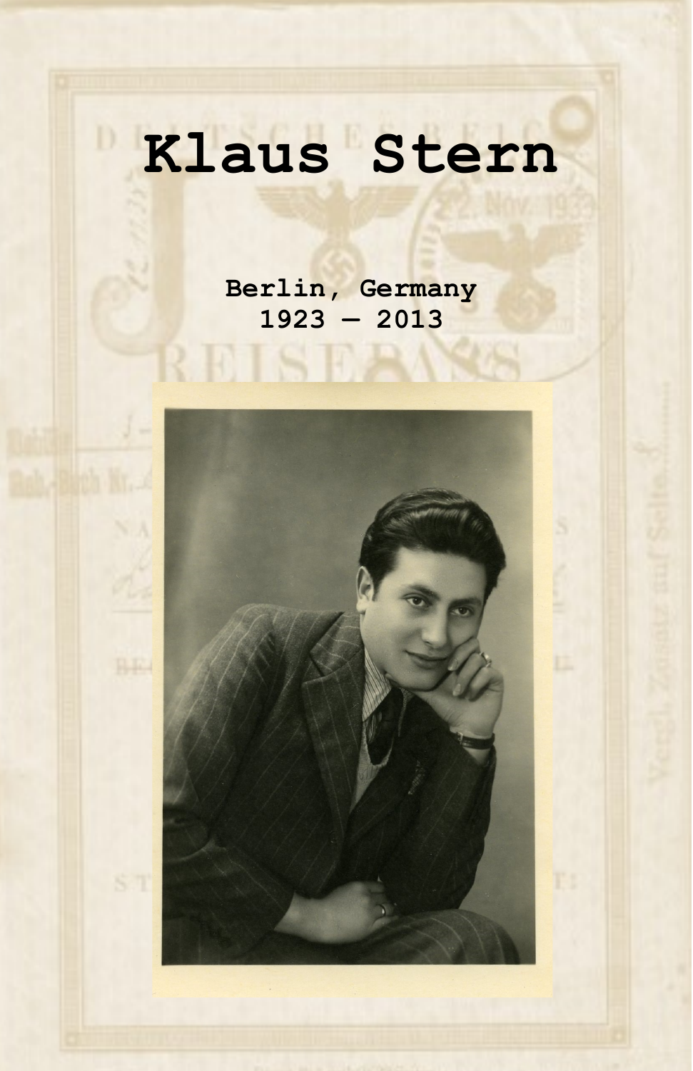# Klaus Stern

**Berlin, Germany**
**1923 – 2013**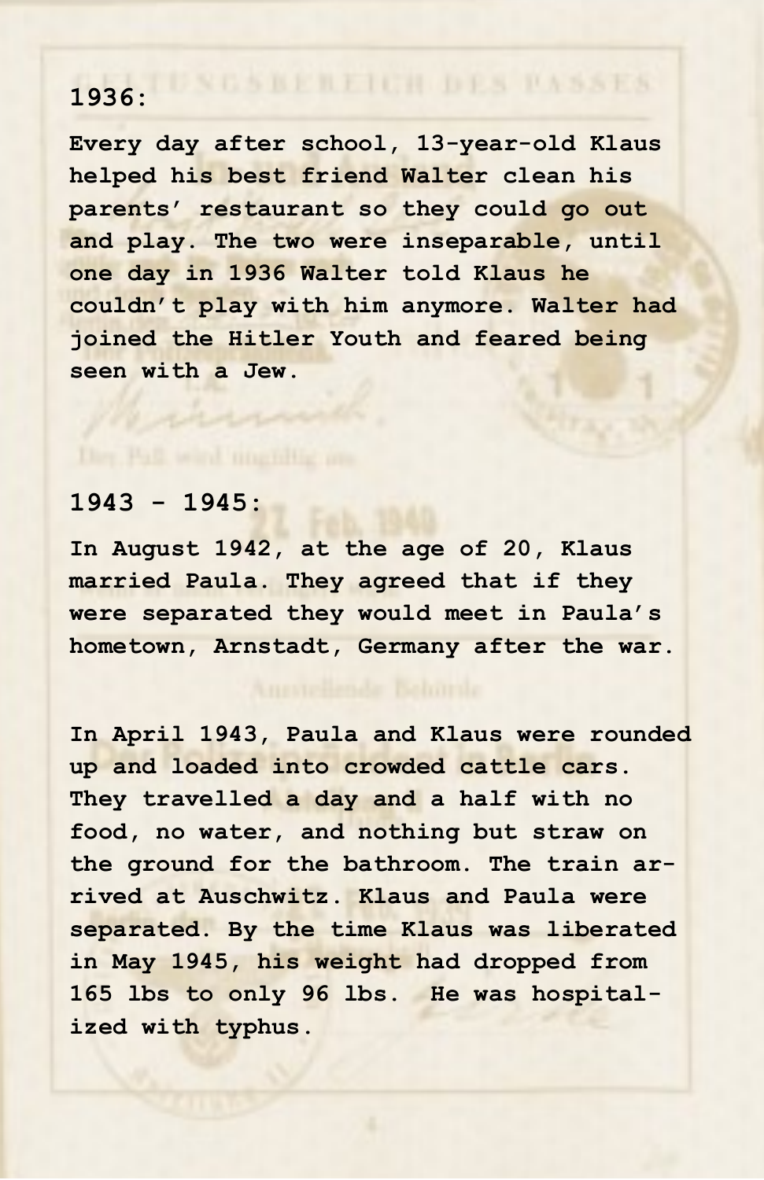## 1936:

Every day after school, 13-year-old Klaus helped his best friend Walter clean his parents' restaurant so they could go out and play. The two were inseparable, until one day in 1936 Walter told Klaus he couldn't play with him anymore. Walter had joined the Hitler Youth and feared being seen with a Jew.

## 1943 - 1945:

In August 1942, at the age of 20, Klaus married Paula. They agreed that if they were separated they would meet in Paula's hometown, Arnstadt, Germany after the war.

In April 1943, Paula and Klaus were rounded up and loaded into crowded cattle cars. They travelled a day and a half with no food, no water, and nothing but straw on the ground for the bathroom. The train arrived at Auschwitz. Klaus and Paula were separated. By the time Klaus was liberated in May 1945, his weight had dropped from 165 lbs to only 96 lbs. He was hospitalized with typhus.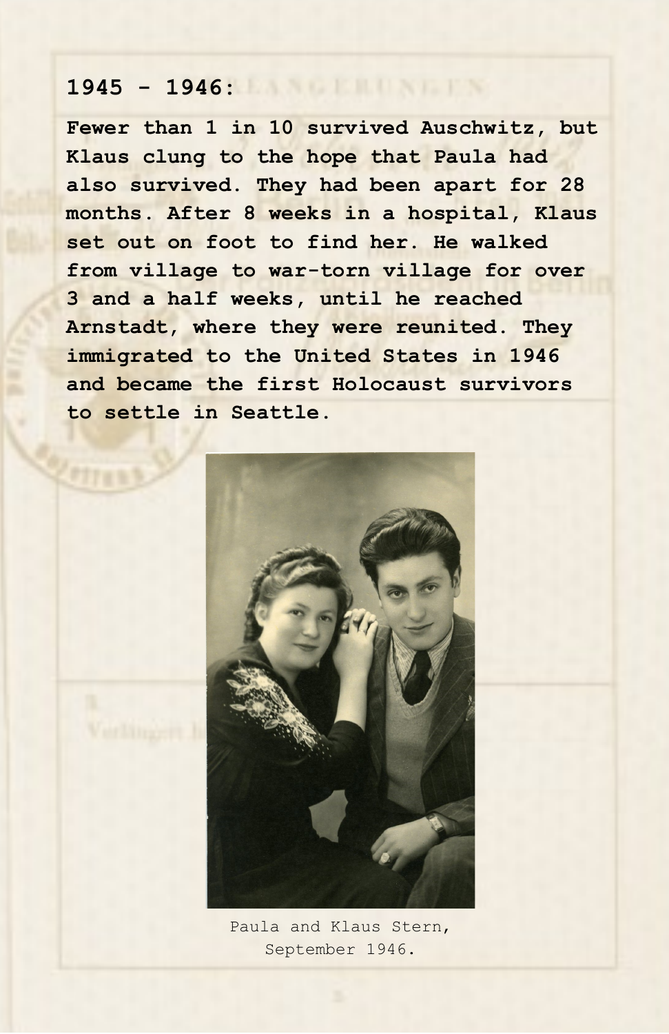**1945 - 1946:**

**Fewer than 1 in 10 survived Auschwitz, but Klaus clung to the hope that Paula had also survived. They had been apart for 28 months. After 8 weeks in a hospital, Klaus set out on foot to find her. He walked from village to war-torn village for over 3 and a half weeks, until he reached Arnstadt, where they were reunited. They immigrated to the United States in 1946 and became the first Holocaust survivors to settle in Seattle.**

Paula and Klaus Stern, September 1946.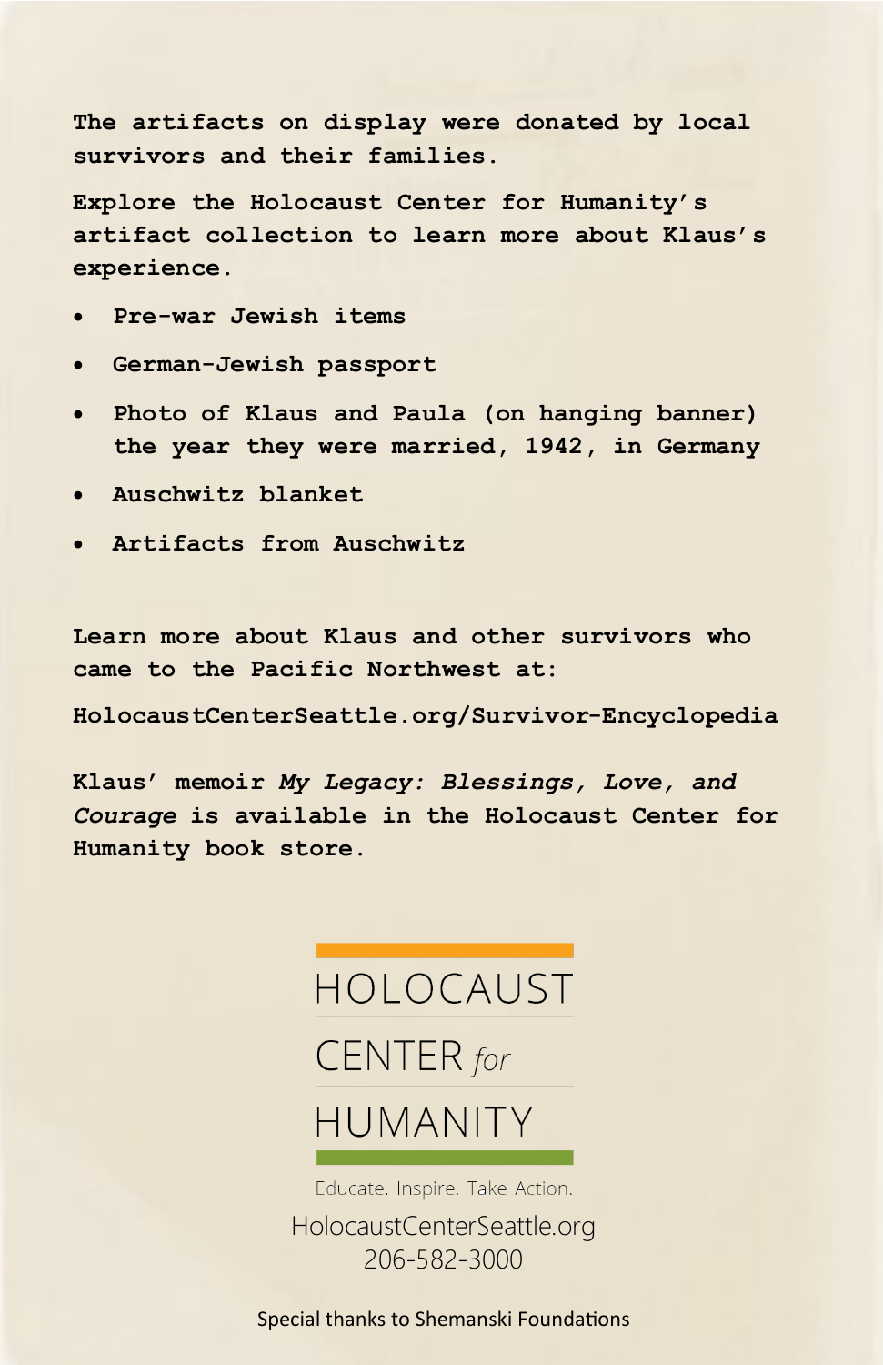**The artifacts on display were donated by local survivors and their families.**

**Explore the Holocaust Center for Humanity's artifact collection to learn more about Klaus's experience.**

- **Pre-war Jewish items**
- **German-Jewish passport**
- **Photo of Klaus and Paula (on hanging banner) the year they were married, 1942, in Germany**
- **Auschwitz blanket**
- **Artifacts from Auschwitz**

**Learn more about Klaus and other survivors who came to the Pacific Northwest at:**

**HolocaustCenterSeattle.org/Survivor-Encyclopedia**

**Klaus' memoir *My Legacy: Blessings, Love, and Courage* is available in the Holocaust Center for Humanity book store.**

HOLOCAUST CENTER *for* HUMANITY

Educate. Inspire. Take Action.

HolocaustCenterSeattle.org

206-582-3000

Special thanks to Shemanski Foundations